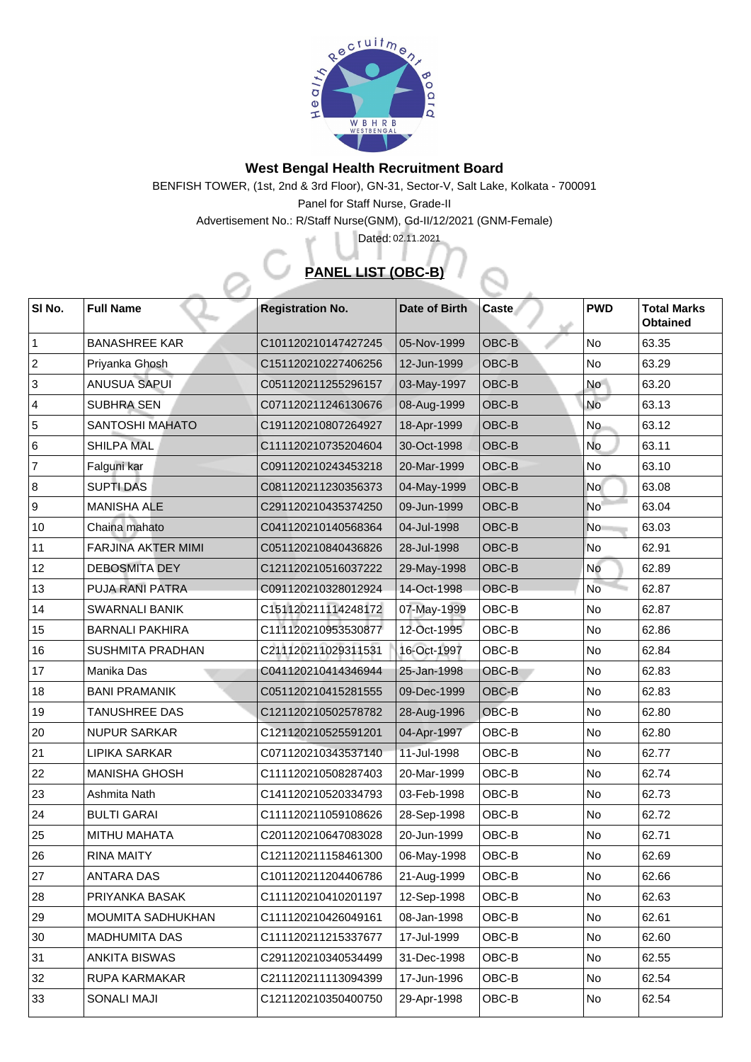# West Bengal Health Recruitment Board

BENFISH TOWER, (1st, 2nd & 3rd Floor), GN-31, Sector-V, Salt Lake, Kolkata - 700091

Panel for Staff Nurse, Grade-II

Advertisement No.: R/Staff Nurse(GNM), Gd-II/12/2021 (GNM-Female)

Dated: 02.11.2021

## PANEL LIST (OBC-B)

| Sl No. | Full Name | Registration No. | Date of Birth | Caste | PWD | Total Marks Obtained |
|---|---|---|---|---|---|---|
| 1 | BANASHREE KAR | C101120210147427245 | 05-Nov-1999 | OBC-B | No | 63.35 |
| 2 | Priyanka Ghosh | C151120210227406256 | 12-Jun-1999 | OBC-B | No | 63.29 |
| 3 | ANUSUA SAPUI | C051120211255296157 | 03-May-1997 | OBC-B | No | 63.20 |
| 4 | SUBHRA SEN | C071120211246130676 | 08-Aug-1999 | OBC-B | No | 63.13 |
| 5 | SANTOSHI MAHATO | C191120210807264927 | 18-Apr-1999 | OBC-B | No | 63.12 |
| 6 | SHILPA MAL | C111120210735204604 | 30-Oct-1998 | OBC-B | No | 63.11 |
| 7 | Falguni kar | C091120210243453218 | 20-Mar-1999 | OBC-B | No | 63.10 |
| 8 | SUPTI DAS | C081120211230356373 | 04-May-1999 | OBC-B | No | 63.08 |
| 9 | MANISHA ALE | C291120210435374250 | 09-Jun-1999 | OBC-B | No | 63.04 |
| 10 | Chaina mahato | C041120210140568364 | 04-Jul-1998 | OBC-B | No | 63.03 |
| 11 | FARJINA AKTER MIMI | C051120210840436826 | 28-Jul-1998 | OBC-B | No | 62.91 |
| 12 | DEBOSMITA DEY | C121120210516037222 | 29-May-1998 | OBC-B | No | 62.89 |
| 13 | PUJA RANI PATRA | C091120210328012924 | 14-Oct-1998 | OBC-B | No | 62.87 |
| 14 | SWARNALI BANIK | C151120211114248172 | 07-May-1999 | OBC-B | No | 62.87 |
| 15 | BARNALI PAKHIRA | C111120210953530877 | 12-Oct-1995 | OBC-B | No | 62.86 |
| 16 | SUSHMITA PRADHAN | C211120211029311531 | 16-Oct-1997 | OBC-B | No | 62.84 |
| 17 | Manika Das | C041120210414346944 | 25-Jan-1998 | OBC-B | No | 62.83 |
| 18 | BANI PRAMANIK | C051120210415281555 | 09-Dec-1999 | OBC-B | No | 62.83 |
| 19 | TANUSHREE DAS | C121120210502578782 | 28-Aug-1996 | OBC-B | No | 62.80 |
| 20 | NUPUR SARKAR | C121120210525591201 | 04-Apr-1997 | OBC-B | No | 62.80 |
| 21 | LIPIKA SARKAR | C071120210343537140 | 11-Jul-1998 | OBC-B | No | 62.77 |
| 22 | MANISHA GHOSH | C111120210508287403 | 20-Mar-1999 | OBC-B | No | 62.74 |
| 23 | Ashmita Nath | C141120210520334793 | 03-Feb-1998 | OBC-B | No | 62.73 |
| 24 | BULTI GARAI | C111120211059108626 | 28-Sep-1998 | OBC-B | No | 62.72 |
| 25 | MITHU MAHATA | C201120210647083028 | 20-Jun-1999 | OBC-B | No | 62.71 |
| 26 | RINA MAITY | C121120211158461300 | 06-May-1998 | OBC-B | No | 62.69 |
| 27 | ANTARA DAS | C101120211204406786 | 21-Aug-1999 | OBC-B | No | 62.66 |
| 28 | PRIYANKA BASAK | C111120210410201197 | 12-Sep-1998 | OBC-B | No | 62.63 |
| 29 | MOUMITA SADHUKHAN | C111120210426049161 | 08-Jan-1998 | OBC-B | No | 62.61 |
| 30 | MADHUMITA DAS | C111120211215337677 | 17-Jul-1999 | OBC-B | No | 62.60 |
| 31 | ANKITA BISWAS | C291120210340534499 | 31-Dec-1998 | OBC-B | No | 62.55 |
| 32 | RUPA KARMAKAR | C211120211113094399 | 17-Jun-1996 | OBC-B | No | 62.54 |
| 33 | SONALI MAJI | C121120210350400750 | 29-Apr-1998 | OBC-B | No | 62.54 |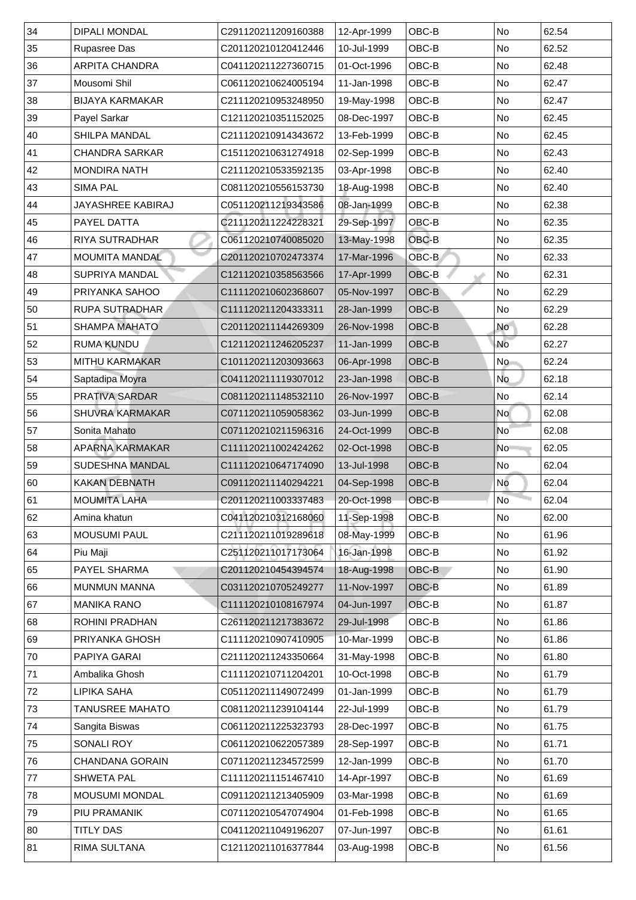| 34 | DIPALI MONDAL | C291120211209160388 | 12-Apr-1999 | OBC-B | No | 62.54 |
|---|---|---|---|---|---|---|
| 35 | Rupasree Das | C201120210120412446 | 10-Jul-1999 | OBC-B | No | 62.52 |
| 36 | ARPITA CHANDRA | C041120211227360715 | 01-Oct-1996 | OBC-B | No | 62.48 |
| 37 | Mousomi Shil | C061120210624005194 | 11-Jan-1998 | OBC-B | No | 62.47 |
| 38 | BIJAYA KARMAKAR | C211120210953248950 | 19-May-1998 | OBC-B | No | 62.47 |
| 39 | Payel Sarkar | C121120210351152025 | 08-Dec-1997 | OBC-B | No | 62.45 |
| 40 | SHILPA MANDAL | C211120210914343672 | 13-Feb-1999 | OBC-B | No | 62.45 |
| 41 | CHANDRA SARKAR | C151120210631274918 | 02-Sep-1999 | OBC-B | No | 62.43 |
| 42 | MONDIRA NATH | C211120210533592135 | 03-Apr-1998 | OBC-B | No | 62.40 |
| 43 | SIMA PAL | C081120210556153730 | 18-Aug-1998 | OBC-B | No | 62.40 |
| 44 | JAYASHREE KABIRAJ | C051120211219343586 | 08-Jan-1999 | OBC-B | No | 62.38 |
| 45 | PAYEL DATTA | C211120211224228321 | 29-Sep-1997 | OBC-B | No | 62.35 |
| 46 | RIYA SUTRADHAR | C061120210740085020 | 13-May-1998 | OBC-B | No | 62.35 |
| 47 | MOUMITA MANDAL | C201120210702473374 | 17-Mar-1996 | OBC-B | No | 62.33 |
| 48 | SUPRIYA MANDAL | C121120210358563566 | 17-Apr-1999 | OBC-B | No | 62.31 |
| 49 | PRIYANKA SAHOO | C111120210602368607 | 05-Nov-1997 | OBC-B | No | 62.29 |
| 50 | RUPA SUTRADHAR | C111120211204333311 | 28-Jan-1999 | OBC-B | No | 62.29 |
| 51 | SHAMPA MAHATO | C201120211144269309 | 26-Nov-1998 | OBC-B | No | 62.28 |
| 52 | RUMA KUNDU | C121120211246205237 | 11-Jan-1999 | OBC-B | No | 62.27 |
| 53 | MITHU KARMAKAR | C101120211203093663 | 06-Apr-1998 | OBC-B | No | 62.24 |
| 54 | Saptadipa Moyra | C041120211119307012 | 23-Jan-1998 | OBC-B | No | 62.18 |
| 55 | PRATIVA SARDAR | C081120211148532110 | 26-Nov-1997 | OBC-B | No | 62.14 |
| 56 | SHUVRA KARMAKAR | C071120211059058362 | 03-Jun-1999 | OBC-B | No | 62.08 |
| 57 | Sonita Mahato | C071120210211596316 | 24-Oct-1999 | OBC-B | No | 62.08 |
| 58 | APARNA KARMAKAR | C111120211002424262 | 02-Oct-1998 | OBC-B | No | 62.05 |
| 59 | SUDESHNA MANDAL | C111120210647174090 | 13-Jul-1998 | OBC-B | No | 62.04 |
| 60 | KAKAN DEBNATH | C091120211140294221 | 04-Sep-1998 | OBC-B | No | 62.04 |
| 61 | MOUMITA LAHA | C201120211003337483 | 20-Oct-1998 | OBC-B | No | 62.04 |
| 62 | Amina khatun | C041120210312168060 | 11-Sep-1998 | OBC-B | No | 62.00 |
| 63 | MOUSUMI PAUL | C211120211019289618 | 08-May-1999 | OBC-B | No | 61.96 |
| 64 | Piu Maji | C251120211017173064 | 16-Jan-1998 | OBC-B | No | 61.92 |
| 65 | PAYEL SHARMA | C201120210454394574 | 18-Aug-1998 | OBC-B | No | 61.90 |
| 66 | MUNMUN MANNA | C031120210705249277 | 11-Nov-1997 | OBC-B | No | 61.89 |
| 67 | MANIKA RANO | C111120210108167974 | 04-Jun-1997 | OBC-B | No | 61.87 |
| 68 | ROHINI PRADHAN | C261120211217383672 | 29-Jul-1998 | OBC-B | No | 61.86 |
| 69 | PRIYANKA GHOSH | C111120210907410905 | 10-Mar-1999 | OBC-B | No | 61.86 |
| 70 | PAPIYA GARAI | C211120211243350664 | 31-May-1998 | OBC-B | No | 61.80 |
| 71 | Ambalika Ghosh | C111120210711204201 | 10-Oct-1998 | OBC-B | No | 61.79 |
| 72 | LIPIKA SAHA | C051120211149072499 | 01-Jan-1999 | OBC-B | No | 61.79 |
| 73 | TANUSREE MAHATO | C081120211239104144 | 22-Jul-1999 | OBC-B | No | 61.79 |
| 74 | Sangita Biswas | C061120211225323793 | 28-Dec-1997 | OBC-B | No | 61.75 |
| 75 | SONALI ROY | C061120210622057389 | 28-Sep-1997 | OBC-B | No | 61.71 |
| 76 | CHANDANA GORAIN | C071120211234572599 | 12-Jan-1999 | OBC-B | No | 61.70 |
| 77 | SHWETA PAL | C111120211151467410 | 14-Apr-1997 | OBC-B | No | 61.69 |
| 78 | MOUSUMI MONDAL | C091120211213405909 | 03-Mar-1998 | OBC-B | No | 61.69 |
| 79 | PIU PRAMANIK | C071120210547074904 | 01-Feb-1998 | OBC-B | No | 61.65 |
| 80 | TITLY DAS | C041120211049196207 | 07-Jun-1997 | OBC-B | No | 61.61 |
| 81 | RIMA SULTANA | C121120211016377844 | 03-Aug-1998 | OBC-B | No | 61.56 |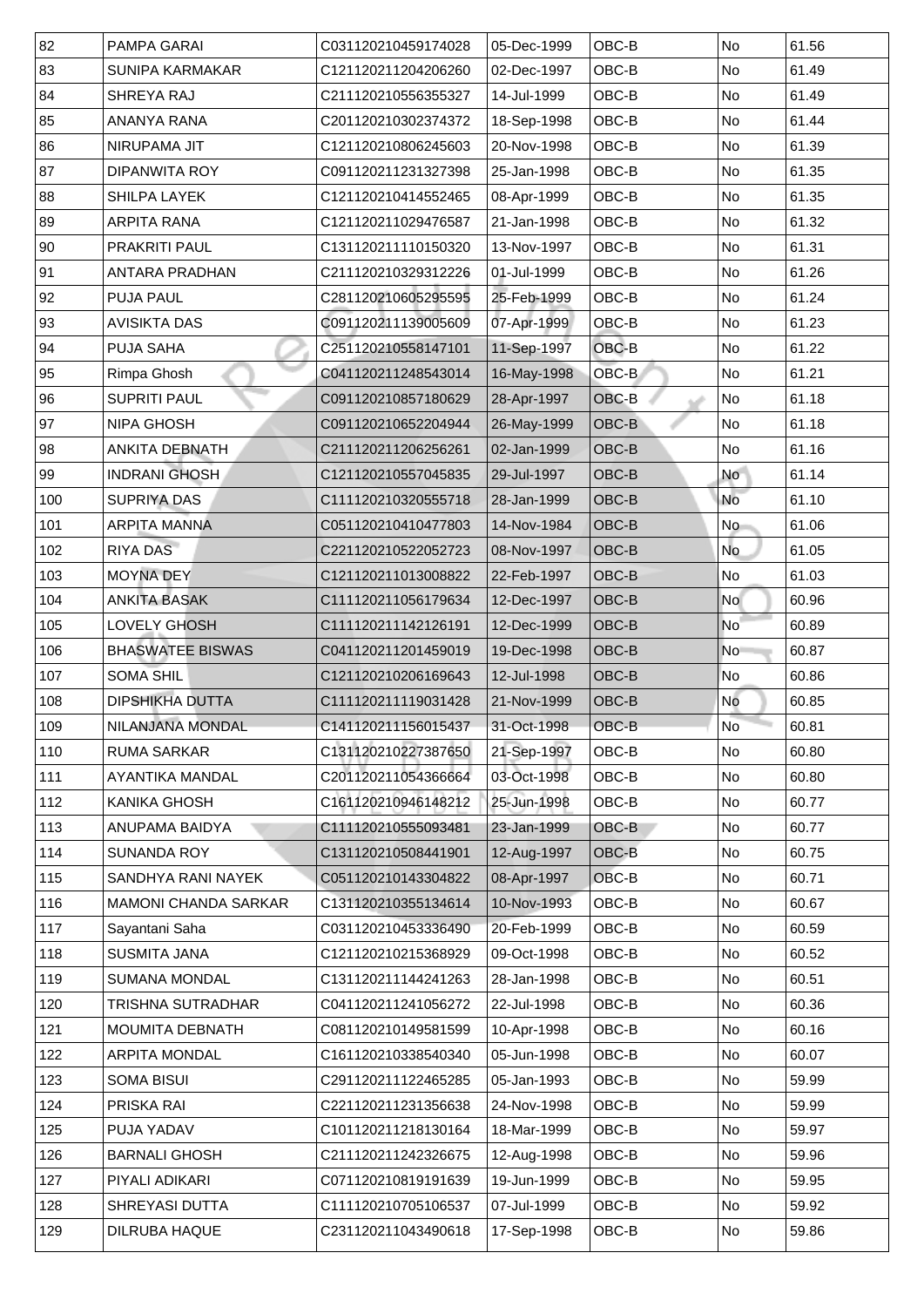| 82 | PAMPA GARAI | C031120210459174028 | 05-Dec-1999 | OBC-B | No | 61.56 |
|---|---|---|---|---|---|---|
| 83 | SUNIPA KARMAKAR | C121120211204206260 | 02-Dec-1997 | OBC-B | No | 61.49 |
| 84 | SHREYA RAJ | C211120210556355327 | 14-Jul-1999 | OBC-B | No | 61.49 |
| 85 | ANANYA RANA | C201120210302374372 | 18-Sep-1998 | OBC-B | No | 61.44 |
| 86 | NIRUPAMA JIT | C121120210806245603 | 20-Nov-1998 | OBC-B | No | 61.39 |
| 87 | DIPANWITA ROY | C091120211231327398 | 25-Jan-1998 | OBC-B | No | 61.35 |
| 88 | SHILPA LAYEK | C121120210414552465 | 08-Apr-1999 | OBC-B | No | 61.35 |
| 89 | ARPITA RANA | C121120211029476587 | 21-Jan-1998 | OBC-B | No | 61.32 |
| 90 | PRAKRITI PAUL | C131120211110150320 | 13-Nov-1997 | OBC-B | No | 61.31 |
| 91 | ANTARA PRADHAN | C211120210329312226 | 01-Jul-1999 | OBC-B | No | 61.26 |
| 92 | PUJA PAUL | C281120210605295595 | 25-Feb-1999 | OBC-B | No | 61.24 |
| 93 | AVISIKTA DAS | C091120211139005609 | 07-Apr-1999 | OBC-B | No | 61.23 |
| 94 | PUJA SAHA | C251120210558147101 | 11-Sep-1997 | OBC-B | No | 61.22 |
| 95 | Rimpa Ghosh | C041120211248543014 | 16-May-1998 | OBC-B | No | 61.21 |
| 96 | SUPRITI PAUL | C091120210857180629 | 28-Apr-1997 | OBC-B | No | 61.18 |
| 97 | NIPA GHOSH | C091120210652204944 | 26-May-1999 | OBC-B | No | 61.18 |
| 98 | ANKITA DEBNATH | C211120211206256261 | 02-Jan-1999 | OBC-B | No | 61.16 |
| 99 | INDRANI GHOSH | C121120210557045835 | 29-Jul-1997 | OBC-B | No | 61.14 |
| 100 | SUPRIYA DAS | C111120210320555718 | 28-Jan-1999 | OBC-B | No | 61.10 |
| 101 | ARPITA MANNA | C051120210410477803 | 14-Nov-1984 | OBC-B | No | 61.06 |
| 102 | RIYA DAS | C221120210522052723 | 08-Nov-1997 | OBC-B | No | 61.05 |
| 103 | MOYNA DEY | C121120211013008822 | 22-Feb-1997 | OBC-B | No | 61.03 |
| 104 | ANKITA BASAK | C111120211056179634 | 12-Dec-1997 | OBC-B | No | 60.96 |
| 105 | LOVELY GHOSH | C111120211142126191 | 12-Dec-1999 | OBC-B | No | 60.89 |
| 106 | BHASWATEE BISWAS | C041120211201459019 | 19-Dec-1998 | OBC-B | No | 60.87 |
| 107 | SOMA SHIL | C121120210206169643 | 12-Jul-1998 | OBC-B | No | 60.86 |
| 108 | DIPSHIKHA DUTTA | C111120211119031428 | 21-Nov-1999 | OBC-B | No | 60.85 |
| 109 | NILANJANA MONDAL | C141120211156015437 | 31-Oct-1998 | OBC-B | No | 60.81 |
| 110 | RUMA SARKAR | C131120210227387650 | 21-Sep-1997 | OBC-B | No | 60.80 |
| 111 | AYANTIKA MANDAL | C201120211054366664 | 03-Oct-1998 | OBC-B | No | 60.80 |
| 112 | KANIKA GHOSH | C161120210946148212 | 25-Jun-1998 | OBC-B | No | 60.77 |
| 113 | ANUPAMA BAIDYA | C111120210555093481 | 23-Jan-1999 | OBC-B | No | 60.77 |
| 114 | SUNANDA ROY | C131120210508441901 | 12-Aug-1997 | OBC-B | No | 60.75 |
| 115 | SANDHYA RANI NAYEK | C051120210143304822 | 08-Apr-1997 | OBC-B | No | 60.71 |
| 116 | MAMONI CHANDA SARKAR | C131120210355134614 | 10-Nov-1993 | OBC-B | No | 60.67 |
| 117 | Sayantani Saha | C031120210453336490 | 20-Feb-1999 | OBC-B | No | 60.59 |
| 118 | SUSMITA JANA | C121120210215368929 | 09-Oct-1998 | OBC-B | No | 60.52 |
| 119 | SUMANA MONDAL | C131120211144241263 | 28-Jan-1998 | OBC-B | No | 60.51 |
| 120 | TRISHNA SUTRADHAR | C041120211241056272 | 22-Jul-1998 | OBC-B | No | 60.36 |
| 121 | MOUMITA DEBNATH | C081120210149581599 | 10-Apr-1998 | OBC-B | No | 60.16 |
| 122 | ARPITA MONDAL | C161120210338540340 | 05-Jun-1998 | OBC-B | No | 60.07 |
| 123 | SOMA BISUI | C291120211122465285 | 05-Jan-1993 | OBC-B | No | 59.99 |
| 124 | PRISKA RAI | C221120211231356638 | 24-Nov-1998 | OBC-B | No | 59.99 |
| 125 | PUJA YADAV | C101120211218130164 | 18-Mar-1999 | OBC-B | No | 59.97 |
| 126 | BARNALI GHOSH | C211120211242326675 | 12-Aug-1998 | OBC-B | No | 59.96 |
| 127 | PIYALI ADIKARI | C071120210819191639 | 19-Jun-1999 | OBC-B | No | 59.95 |
| 128 | SHREYASI DUTTA | C111120210705106537 | 07-Jul-1999 | OBC-B | No | 59.92 |
| 129 | DILRUBA HAQUE | C231120211043490618 | 17-Sep-1998 | OBC-B | No | 59.86 |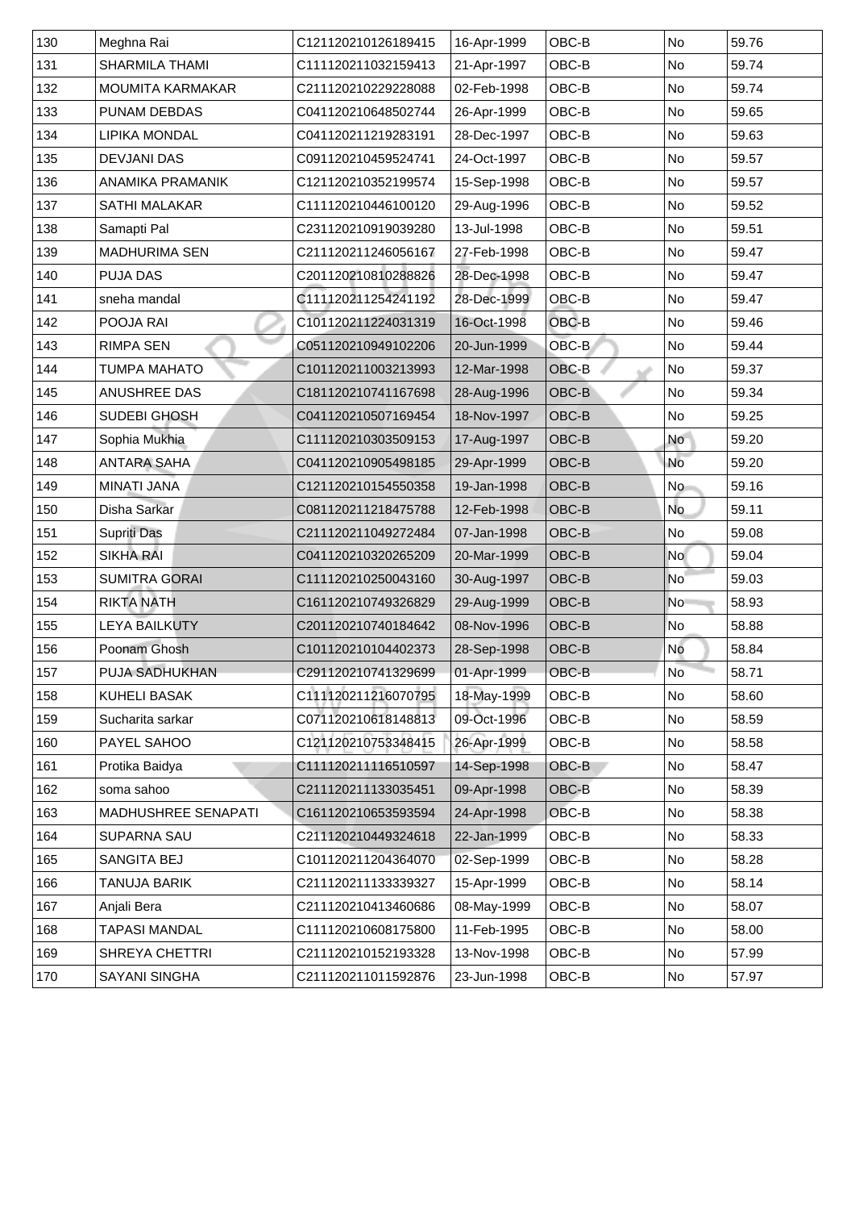| | | | | | | |
|---|---|---|---|---|---|---|
| 130 | Meghna Rai | C121120210126189415 | 16-Apr-1999 | OBC-B | No | 59.76 |
| 131 | SHARMILA THAMI | C111120211032159413 | 21-Apr-1997 | OBC-B | No | 59.74 |
| 132 | MOUMITA KARMAKAR | C211120210229228088 | 02-Feb-1998 | OBC-B | No | 59.74 |
| 133 | PUNAM DEBDAS | C041120210648502744 | 26-Apr-1999 | OBC-B | No | 59.65 |
| 134 | LIPIKA MONDAL | C041120211219283191 | 28-Dec-1997 | OBC-B | No | 59.63 |
| 135 | DEVJANI DAS | C091120210459524741 | 24-Oct-1997 | OBC-B | No | 59.57 |
| 136 | ANAMIKA PRAMANIK | C121120210352199574 | 15-Sep-1998 | OBC-B | No | 59.57 |
| 137 | SATHI MALAKAR | C111120210446100120 | 29-Aug-1996 | OBC-B | No | 59.52 |
| 138 | Samapti Pal | C231120210919039280 | 13-Jul-1998 | OBC-B | No | 59.51 |
| 139 | MADHURIMA SEN | C211120211246056167 | 27-Feb-1998 | OBC-B | No | 59.47 |
| 140 | PUJA DAS | C201120210810288826 | 28-Dec-1998 | OBC-B | No | 59.47 |
| 141 | sneha mandal | C111120211254241192 | 28-Dec-1999 | OBC-B | No | 59.47 |
| 142 | POOJA RAI | C101120211224031319 | 16-Oct-1998 | OBC-B | No | 59.46 |
| 143 | RIMPA SEN | C051120210949102206 | 20-Jun-1999 | OBC-B | No | 59.44 |
| 144 | TUMPA MAHATO | C101120211003213993 | 12-Mar-1998 | OBC-B | No | 59.37 |
| 145 | ANUSHREE DAS | C181120210741167698 | 28-Aug-1996 | OBC-B | No | 59.34 |
| 146 | SUDEBI GHOSH | C041120210507169454 | 18-Nov-1997 | OBC-B | No | 59.25 |
| 147 | Sophia Mukhia | C111120210303509153 | 17-Aug-1997 | OBC-B | No | 59.20 |
| 148 | ANTARA SAHA | C041120210905498185 | 29-Apr-1999 | OBC-B | No | 59.20 |
| 149 | MINATI JANA | C121120210154550358 | 19-Jan-1998 | OBC-B | No | 59.16 |
| 150 | Disha Sarkar | C081120211218475788 | 12-Feb-1998 | OBC-B | No | 59.11 |
| 151 | Supriti Das | C211120211049272484 | 07-Jan-1998 | OBC-B | No | 59.08 |
| 152 | SIKHA RAI | C041120210320265209 | 20-Mar-1999 | OBC-B | No | 59.04 |
| 153 | SUMITRA GORAI | C111120210250043160 | 30-Aug-1997 | OBC-B | No | 59.03 |
| 154 | RIKTA NATH | C161120210749326829 | 29-Aug-1999 | OBC-B | No | 58.93 |
| 155 | LEYA BAILKUTY | C201120210740184642 | 08-Nov-1996 | OBC-B | No | 58.88 |
| 156 | Poonam Ghosh | C101120210104402373 | 28-Sep-1998 | OBC-B | No | 58.84 |
| 157 | PUJA SADHUKHAN | C291120210741329699 | 01-Apr-1999 | OBC-B | No | 58.71 |
| 158 | KUHELI BASAK | C111120211216070795 | 18-May-1999 | OBC-B | No | 58.60 |
| 159 | Sucharita sarkar | C071120210618148813 | 09-Oct-1996 | OBC-B | No | 58.59 |
| 160 | PAYEL SAHOO | C121120210753348415 | 26-Apr-1999 | OBC-B | No | 58.58 |
| 161 | Protika Baidya | C111120211116510597 | 14-Sep-1998 | OBC-B | No | 58.47 |
| 162 | soma sahoo | C211120211133035451 | 09-Apr-1998 | OBC-B | No | 58.39 |
| 163 | MADHUSHREE SENAPATI | C161120210653593594 | 24-Apr-1998 | OBC-B | No | 58.38 |
| 164 | SUPARNA SAU | C211120210449324618 | 22-Jan-1999 | OBC-B | No | 58.33 |
| 165 | SANGITA BEJ | C101120211204364070 | 02-Sep-1999 | OBC-B | No | 58.28 |
| 166 | TANUJA BARIK | C211120211133339327 | 15-Apr-1999 | OBC-B | No | 58.14 |
| 167 | Anjali Bera | C211120210413460686 | 08-May-1999 | OBC-B | No | 58.07 |
| 168 | TAPASI MANDAL | C111120210608175800 | 11-Feb-1995 | OBC-B | No | 58.00 |
| 169 | SHREYA CHETTRI | C211120210152193328 | 13-Nov-1998 | OBC-B | No | 57.99 |
| 170 | SAYANI SINGHA | C211120211011592876 | 23-Jun-1998 | OBC-B | No | 57.97 |